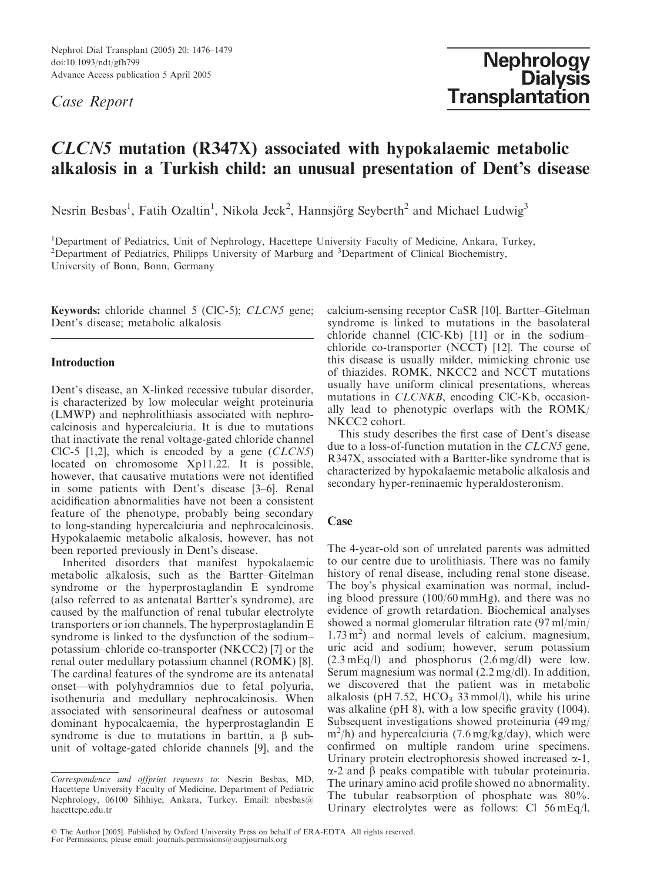Case Report

# CLCN5 mutation (R347X) associated with hypokalaemic metabolic alkalosis in a Turkish child: an unusual presentation of Dent's disease

Nesrin Besbas[1], Fatih Ozaltin[1], Nikola Jeck[2], Hannsjörg Seyberth[2] and Michael Ludwig[3]

[1]Department of Pediatrics, Unit of Nephrology, Hacettepe University Faculty of Medicine, Ankara, Turkey, [2]Department of Pediatrics, Philipps University of Marburg and [3]Department of Clinical Biochemistry, University of Bonn, Bonn, Germany

**Keywords:** chloride channel 5 (ClC-5); *CLCN5* gene; Dent's disease; metabolic alkalosis

## Introduction

Dent's disease, an X-linked recessive tubular disorder, is characterized by low molecular weight proteinuria (LMWP) and nephrolithiasis associated with nephrocalcinosis and hypercalciuria. It is due to mutations that inactivate the renal voltage-gated chloride channel ClC-5 [1,2], which is encoded by a gene (*CLCN5*) located on chromosome Xp11.22. It is possible, however, that causative mutations were not identified in some patients with Dent's disease [3–6]. Renal acidification abnormalities have not been a consistent feature of the phenotype, probably being secondary to long-standing hypercalciuria and nephrocalcinosis. Hypokalaemic metabolic alkalosis, however, has not been reported previously in Dent's disease.

Inherited disorders that manifest hypokalaemic metabolic alkalosis, such as the Bartter–Gitelman syndrome or the hyperprostaglandin E syndrome (also referred to as antenatal Bartter's syndrome), are caused by the malfunction of renal tubular electrolyte transporters or ion channels. The hyperprostaglandin E syndrome is linked to the dysfunction of the sodium–potassium–chloride co-transporter (NKCC2) [7] or the renal outer medullary potassium channel (ROMK) [8]. The cardinal features of the syndrome are its antenatal onset—with polyhydramnios due to fetal polyuria, isothenuria and medullary nephrocalcinosis. When associated with sensorineural deafness or autosomal dominant hypocalcaemia, the hyperprostaglandin E syndrome is due to mutations in barttin, a β subunit of voltage-gated chloride channels [9], and the calcium-sensing receptor CaSR [10]. Bartter–Gitelman syndrome is linked to mutations in the basolateral chloride channel (ClC-Kb) [11] or in the sodium–chloride co-transporter (NCCT) [12]. The course of this disease is usually milder, mimicking chronic use of thiazides. ROMK, NKCC2 and NCCT mutations usually have uniform clinical presentations, whereas mutations in *CLCNKB*, encoding ClC-Kb, occasionally lead to phenotypic overlaps with the ROMK/NKCC2 cohort.

This study describes the first case of Dent's disease due to a loss-of-function mutation in the *CLCN5* gene, R347X, associated with a Bartter-like syndrome that is characterized by hypokalaemic metabolic alkalosis and secondary hyper-reninaemic hyperaldosteronism.

## Case

The 4-year-old son of unrelated parents was admitted to our centre due to urolithiasis. There was no family history of renal disease, including renal stone disease. The boy's physical examination was normal, including blood pressure (100/60 mmHg), and there was no evidence of growth retardation. Biochemical analyses showed a normal glomerular filtration rate (97 ml/min/1.73 $m^2$) and normal levels of calcium, magnesium, uric acid and sodium; however, serum potassium (2.3 mEq/l) and phosphorus (2.6 mg/dl) were low. Serum magnesium was normal (2.2 mg/dl). In addition, we discovered that the patient was in metabolic alkalosis (pH 7.52, $HCO_3$ 33 mmol/l), while his urine was alkaline (pH 8), with a low specific gravity (1004). Subsequent investigations showed proteinuria (49 mg/$m^2$/h) and hypercalciuria (7.6 mg/kg/day), which were confirmed on multiple random urine specimens. Urinary protein electrophoresis showed increased α-1, α-2 and β peaks compatible with tubular proteinuria. The urinary amino acid profile showed no abnormality. The tubular reabsorption of phosphate was 80%. Urinary electrolytes were as follows: Cl 56 mEq/l,

*Correspondence and offprint requests to*: Nesrin Besbas, MD, Hacettepe University Faculty of Medicine, Department of Pediatric Nephrology, 06100 Sihhiye, Ankara, Turkey. Email: nbesbas@hacettepe.edu.tr

© The Author [2005]. Published by Oxford University Press on behalf of ERA-EDTA. All rights reserved. For Permissions, please email: journals.permissions@oupjournals.org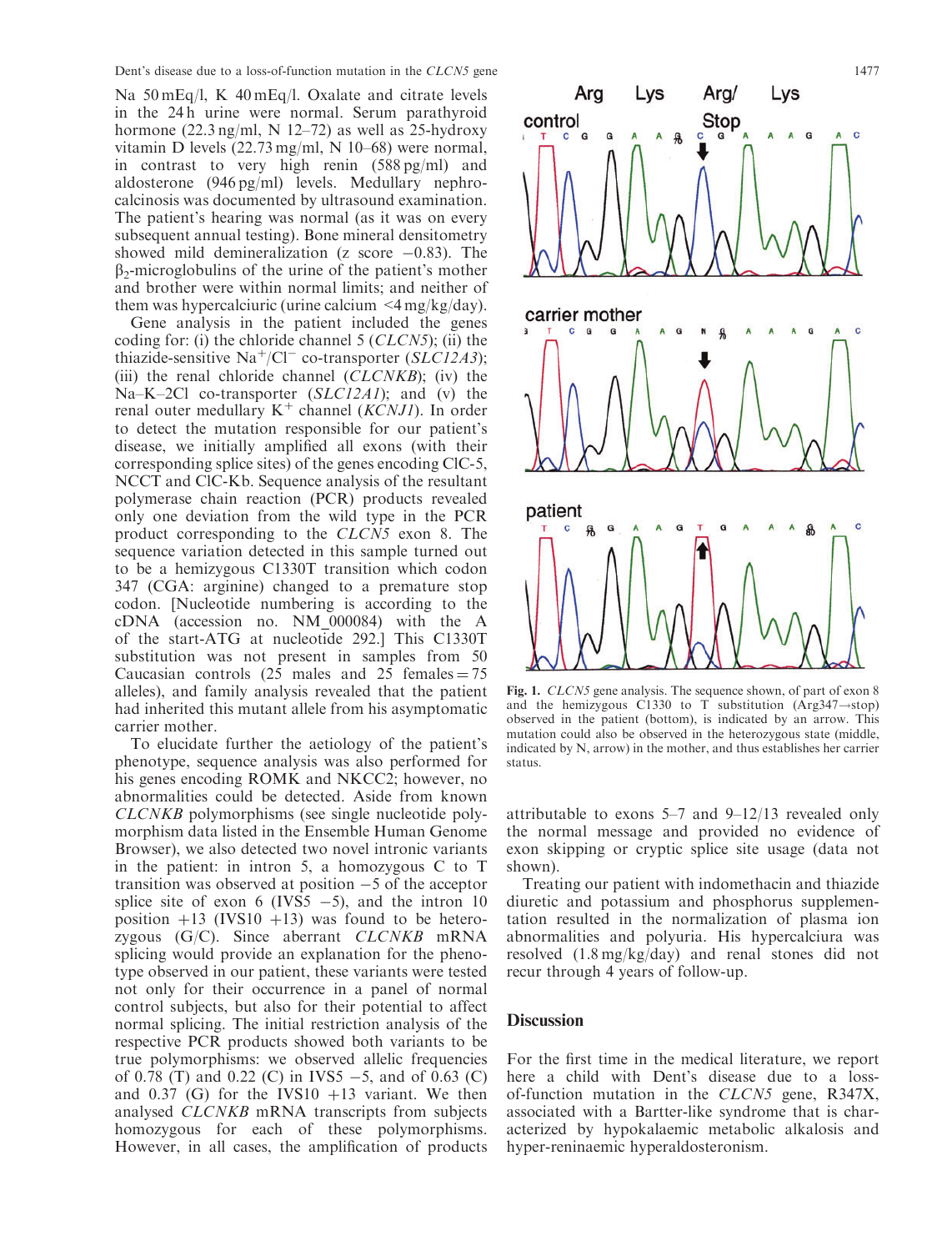Na 50 mEq/l, K 40 mEq/l. Oxalate and citrate levels in the 24 h urine were normal. Serum parathyroid hormone (22.3 ng/ml, N 12–72) as well as 25-hydroxy vitamin D levels (22.73 mg/ml, N 10–68) were normal, in contrast to very high renin (588 pg/ml) and aldosterone (946 pg/ml) levels. Medullary nephrocalcinosis was documented by ultrasound examination. The patient's hearing was normal (as it was on every subsequent annual testing). Bone mineral densitometry showed mild demineralization (z score −0.83). The $\beta_2$-microglobulins of the urine of the patient's mother and brother were within normal limits; and neither of them was hypercalciuric (urine calcium <4 mg/kg/day).

Gene analysis in the patient included the genes coding for: (i) the chloride channel 5 (*CLCN5*); (ii) the thiazide-sensitive $Na^+/Cl^-$ co-transporter (*SLC12A3*); (iii) the renal chloride channel (*CLCNKB*); (iv) the Na–K–2Cl co-transporter (*SLC12A1*); and (v) the renal outer medullary $K^+$ channel (*KCNJ1*). In order to detect the mutation responsible for our patient's disease, we initially amplified all exons (with their corresponding splice sites) of the genes encoding ClC-5, NCCT and ClC-Kb. Sequence analysis of the resultant polymerase chain reaction (PCR) products revealed only one deviation from the wild type in the PCR product corresponding to the *CLCN5* exon 8. The sequence variation detected in this sample turned out to be a hemizygous C1330T transition which codon 347 (CGA: arginine) changed to a premature stop codon. [Nucleotide numbering is according to the cDNA (accession no. NM_000084) with the A of the start-ATG at nucleotide 292.] This C1330T substitution was not present in samples from 50 Caucasian controls (25 males and 25 females = 75 alleles), and family analysis revealed that the patient had inherited this mutant allele from his asymptomatic carrier mother.

To elucidate further the aetiology of the patient's phenotype, sequence analysis was also performed for his genes encoding ROMK and NKCC2; however, no abnormalities could be detected. Aside from known *CLCNKB* polymorphisms (see single nucleotide polymorphism data listed in the Ensemble Human Genome Browser), we also detected two novel intronic variants in the patient: in intron 5, a homozygous C to T transition was observed at position −5 of the acceptor splice site of exon 6 (IVS5 −5), and the intron 10 position +13 (IVS10 +13) was found to be heterozygous (G/C). Since aberrant *CLCNKB* mRNA splicing would provide an explanation for the phenotype observed in our patient, these variants were tested not only for their occurrence in a panel of normal control subjects, but also for their potential to affect normal splicing. The initial restriction analysis of the respective PCR products showed both variants to be true polymorphisms: we observed allelic frequencies of 0.78 (T) and 0.22 (C) in IVS5 −5, and of 0.63 (C) and 0.37 (G) for the IVS10 +13 variant. We then analysed *CLCNKB* mRNA transcripts from subjects homozygous for each of these polymorphisms. However, in all cases, the amplification of products attributable to exons 5–7 and 9–12/13 revealed only the normal message and provided no evidence of exon skipping or cryptic splice site usage (data not shown).

**Fig. 1.** *CLCN5* gene analysis. The sequence shown, of part of exon 8 and the hemizygous C1330 to T substitution (Arg347→stop) observed in the patient (bottom), is indicated by an arrow. This mutation could also be observed in the heterozygous state (middle, indicated by N, arrow) in the mother, and thus establishes her carrier status.

Treating our patient with indomethacin and thiazide diuretic and potassium and phosphorus supplementation resulted in the normalization of plasma ion abnormalities and polyuria. His hypercalciura was resolved (1.8 mg/kg/day) and renal stones did not recur through 4 years of follow-up.

## Discussion

For the first time in the medical literature, we report here a child with Dent's disease due to a loss-of-function mutation in the *CLCN5* gene, R347X, associated with a Bartter-like syndrome that is characterized by hypokalaemic metabolic alkalosis and hyper-reninaemic hyperaldosteronism.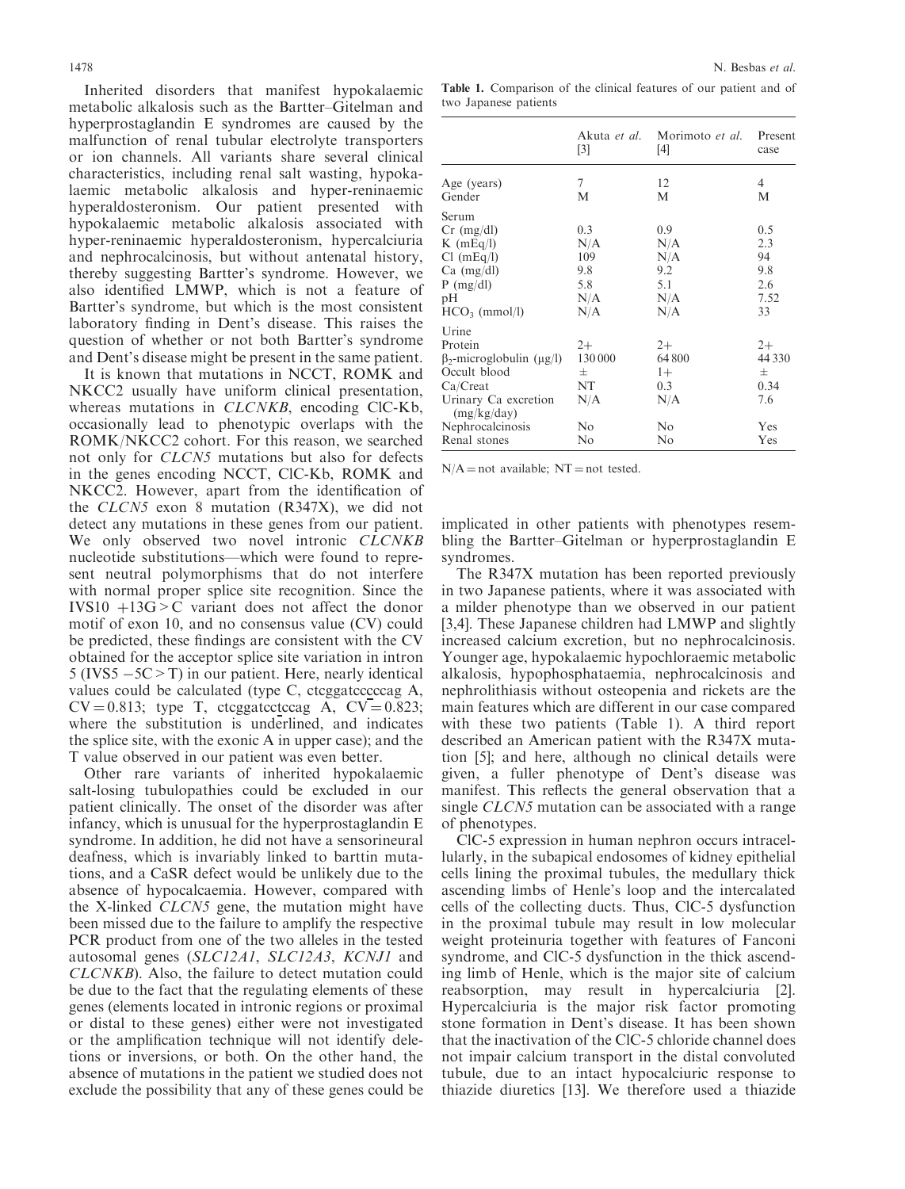Inherited disorders that manifest hypokalaemic metabolic alkalosis such as the Bartter–Gitelman and hyperprostaglandin E syndromes are caused by the malfunction of renal tubular electrolyte transporters or ion channels. All variants share several clinical characteristics, including renal salt wasting, hypokalaemic metabolic alkalosis and hyper-reninaemic hyperaldosteronism. Our patient presented with hypokalaemic metabolic alkalosis associated with hyper-reninaemic hyperaldosteronism, hypercalciuria and nephrocalcinosis, but without antenatal history, thereby suggesting Bartter's syndrome. However, we also identified LMWP, which is not a feature of Bartter's syndrome, but which is the most consistent laboratory finding in Dent's disease. This raises the question of whether or not both Bartter's syndrome and Dent's disease might be present in the same patient.

It is known that mutations in NCCT, ROMK and NKCC2 usually have uniform clinical presentation, whereas mutations in *CLCNKB*, encoding ClC-Kb, occasionally lead to phenotypic overlaps with the ROMK/NKCC2 cohort. For this reason, we searched not only for *CLCN5* mutations but also for defects in the genes encoding NCCT, ClC-Kb, ROMK and NKCC2. However, apart from the identification of the *CLCN5* exon 8 mutation (R347X), we did not detect any mutations in these genes from our patient. We only observed two novel intronic *CLCNKB* nucleotide substitutions—which were found to represent neutral polymorphisms that do not interfere with normal proper splice site recognition. Since the IVS10 +13G>C variant does not affect the donor motif of exon 10, and no consensus value (CV) could be predicted, these findings are consistent with the CV obtained for the acceptor splice site variation in intron 5 (IVS5 −5C>T) in our patient. Here, nearly identical values could be calculated (type C, ctcggatcccccag A, CV = 0.813; type T, ctcggatcctccag A, CV = 0.823; where the substitution is underlined, and indicates the splice site, with the exonic A in upper case); and the T value observed in our patient was even better.

Other rare variants of inherited hypokalaemic salt-losing tubulopathies could be excluded in our patient clinically. The onset of the disorder was after infancy, which is unusual for the hyperprostaglandin E syndrome. In addition, he did not have a sensorineural deafness, which is invariably linked to barttin mutations, and a CaSR defect would be unlikely due to the absence of hypocalcaemia. However, compared with the X-linked *CLCN5* gene, the mutation might have been missed due to the failure to amplify the respective PCR product from one of the two alleles in the tested autosomal genes (*SLC12A1*, *SLC12A3*, *KCNJ1* and *CLCNKB*). Also, the failure to detect mutation could be due to the fact that the regulating elements of these genes (elements located in intronic regions or proximal or distal to these genes) either were not investigated or the amplification technique will not identify deletions or inversions, or both. On the other hand, the absence of mutations in the patient we studied does not exclude the possibility that any of these genes could be implicated in other patients with phenotypes resembling the Bartter–Gitelman or hyperprostaglandin E syndromes.

**Table 1.** Comparison of the clinical features of our patient and of two Japanese patients

| | Akuta *et al.* [3] | Morimoto *et al.* [4] | Present case |
|---|---|---|---|
| Age (years) | 7 | 12 | 4 |
| Gender | M | M | M |
| Serum | | | |
| Cr (mg/dl) | 0.3 | 0.9 | 0.5 |
| K (mEq/l) | N/A | N/A | 2.3 |
| Cl (mEq/l) | 109 | N/A | 94 |
| Ca (mg/dl) | 9.8 | 9.2 | 9.8 |
| P (mg/dl) | 5.8 | 5.1 | 2.6 |
| pH | N/A | N/A | 7.52 |
| $HCO_3$ (mmol/l) | N/A | N/A | 33 |
| Urine | | | |
| Protein | 2+ | 2+ | 2+ |
| $\beta_2$-microglobulin (μg/l) | 130 000 | 64 800 | 44 330 |
| Occult blood | ± | 1+ | ± |
| Ca/Creat | NT | 0.3 | 0.34 |
| Urinary Ca excretion (mg/kg/day) | N/A | N/A | 7.6 |
| Nephrocalcinosis | No | No | Yes |
| Renal stones | No | No | Yes |

N/A = not available; NT = not tested.

The R347X mutation has been reported previously in two Japanese patients, where it was associated with a milder phenotype than we observed in our patient [3,4]. These Japanese children had LMWP and slightly increased calcium excretion, but no nephrocalcinosis. Younger age, hypokalaemic hypochloraemic metabolic alkalosis, hypophosphataemia, nephrocalcinosis and nephrolithiasis without osteopenia and rickets are the main features which are different in our case compared with these two patients (Table 1). A third report described an American patient with the R347X mutation [5]; and here, although no clinical details were given, a fuller phenotype of Dent's disease was manifest. This reflects the general observation that a single *CLCN5* mutation can be associated with a range of phenotypes.

ClC-5 expression in human nephron occurs intracellularly, in the subapical endosomes of kidney epithelial cells lining the proximal tubules, the medullary thick ascending limbs of Henle's loop and the intercalated cells of the collecting ducts. Thus, ClC-5 dysfunction in the proximal tubule may result in low molecular weight proteinuria together with features of Fanconi syndrome, and ClC-5 dysfunction in the thick ascending limb of Henle, which is the major site of calcium reabsorption, may result in hypercalciuria [2]. Hypercalciuria is the major risk factor promoting stone formation in Dent's disease. It has been shown that the inactivation of the ClC-5 chloride channel does not impair calcium transport in the distal convoluted tubule, due to an intact hypocalciuric response to thiazide diuretics [13]. We therefore used a thiazide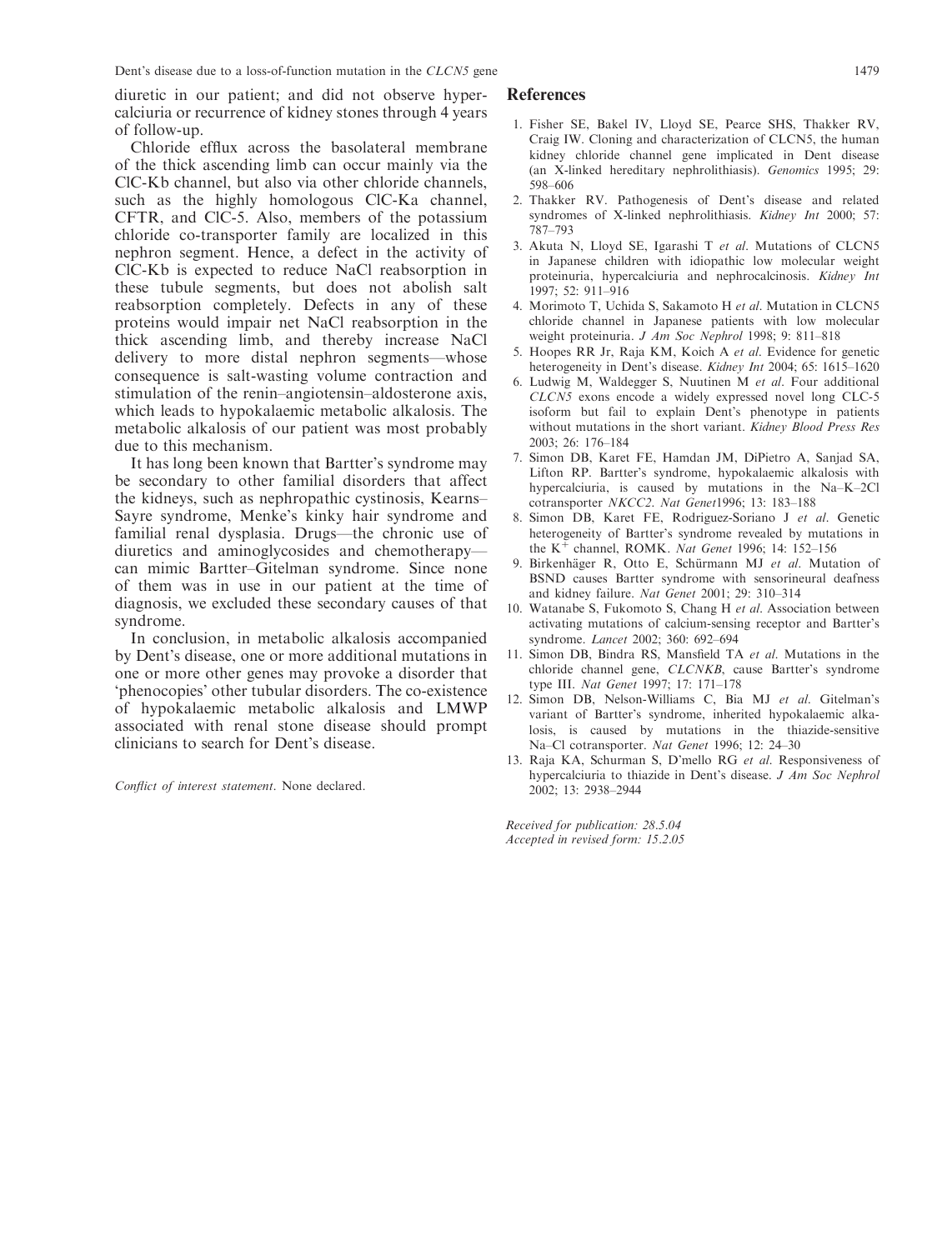diuretic in our patient; and did not observe hypercalciuria or recurrence of kidney stones through 4 years of follow-up.

Chloride efflux across the basolateral membrane of the thick ascending limb can occur mainly via the ClC-Kb channel, but also via other chloride channels, such as the highly homologous ClC-Ka channel, CFTR, and ClC-5. Also, members of the potassium chloride co-transporter family are localized in this nephron segment. Hence, a defect in the activity of ClC-Kb is expected to reduce NaCl reabsorption in these tubule segments, but does not abolish salt reabsorption completely. Defects in any of these proteins would impair net NaCl reabsorption in the thick ascending limb, and thereby increase NaCl delivery to more distal nephron segments—whose consequence is salt-wasting volume contraction and stimulation of the renin–angiotensin–aldosterone axis, which leads to hypokalaemic metabolic alkalosis. The metabolic alkalosis of our patient was most probably due to this mechanism.

It has long been known that Bartter's syndrome may be secondary to other familial disorders that affect the kidneys, such as nephropathic cystinosis, Kearns–Sayre syndrome, Menke's kinky hair syndrome and familial renal dysplasia. Drugs—the chronic use of diuretics and aminoglycosides and chemotherapy—can mimic Bartter–Gitelman syndrome. Since none of them was in use in our patient at the time of diagnosis, we excluded these secondary causes of that syndrome.

In conclusion, in metabolic alkalosis accompanied by Dent's disease, one or more additional mutations in one or more other genes may provoke a disorder that 'phenocopies' other tubular disorders. The co-existence of hypokalaemic metabolic alkalosis and LMWP associated with renal stone disease should prompt clinicians to search for Dent's disease.

*Conflict of interest statement*. None declared.

## References

1. Fisher SE, Bakel IV, Lloyd SE, Pearce SHS, Thakker RV, Craig IW. Cloning and characterization of CLCN5, the human kidney chloride channel gene implicated in Dent disease (an X-linked hereditary nephrolithiasis). *Genomics* 1995; 29: 598–606
2. Thakker RV. Pathogenesis of Dent's disease and related syndromes of X-linked nephrolithiasis. *Kidney Int* 2000; 57: 787–793
3. Akuta N, Lloyd SE, Igarashi T *et al*. Mutations of CLCN5 in Japanese children with idiopathic low molecular weight proteinuria, hypercalciuria and nephrocalcinosis. *Kidney Int* 1997; 52: 911–916
4. Morimoto T, Uchida S, Sakamoto H *et al*. Mutation in CLCN5 chloride channel in Japanese patients with low molecular weight proteinuria. *J Am Soc Nephrol* 1998; 9: 811–818
5. Hoopes RR Jr, Raja KM, Koich A *et al*. Evidence for genetic heterogeneity in Dent's disease. *Kidney Int* 2004; 65: 1615–1620
6. Ludwig M, Waldegger S, Nuutinen M *et al*. Four additional *CLCN5* exons encode a widely expressed novel long CLC-5 isoform but fail to explain Dent's phenotype in patients without mutations in the short variant. *Kidney Blood Press Res* 2003; 26: 176–184
7. Simon DB, Karet FE, Hamdan JM, DiPietro A, Sanjad SA, Lifton RP. Bartter's syndrome, hypokalaemic alkalosis with hypercalciuria, is caused by mutations in the Na–K–2Cl cotransporter *NKCC2*. *Nat Genet* 1996; 13: 183–188
8. Simon DB, Karet FE, Rodriguez-Soriano J *et al*. Genetic heterogeneity of Bartter's syndrome revealed by mutations in the $K^+$ channel, ROMK. *Nat Genet* 1996; 14: 152–156
9. Birkenhäger R, Otto E, Schürmann MJ *et al*. Mutation of BSND causes Bartter syndrome with sensorineural deafness and kidney failure. *Nat Genet* 2001; 29: 310–314
10. Watanabe S, Fukomoto S, Chang H *et al*. Association between activating mutations of calcium-sensing receptor and Bartter's syndrome. *Lancet* 2002; 360: 692–694
11. Simon DB, Bindra RS, Mansfield TA *et al*. Mutations in the chloride channel gene, *CLCNKB*, cause Bartter's syndrome type III. *Nat Genet* 1997; 17: 171–178
12. Simon DB, Nelson-Williams C, Bia MJ *et al*. Gitelman's variant of Bartter's syndrome, inherited hypokalaemic alkalosis, is caused by mutations in the thiazide-sensitive Na–Cl cotransporter. *Nat Genet* 1996; 12: 24–30
13. Raja KA, Schurman S, D'mello RG *et al*. Responsiveness of hypercalciuria to thiazide in Dent's disease. *J Am Soc Nephrol* 2002; 13: 2938–2944

*Received for publication: 28.5.04*
*Accepted in revised form: 15.2.05*